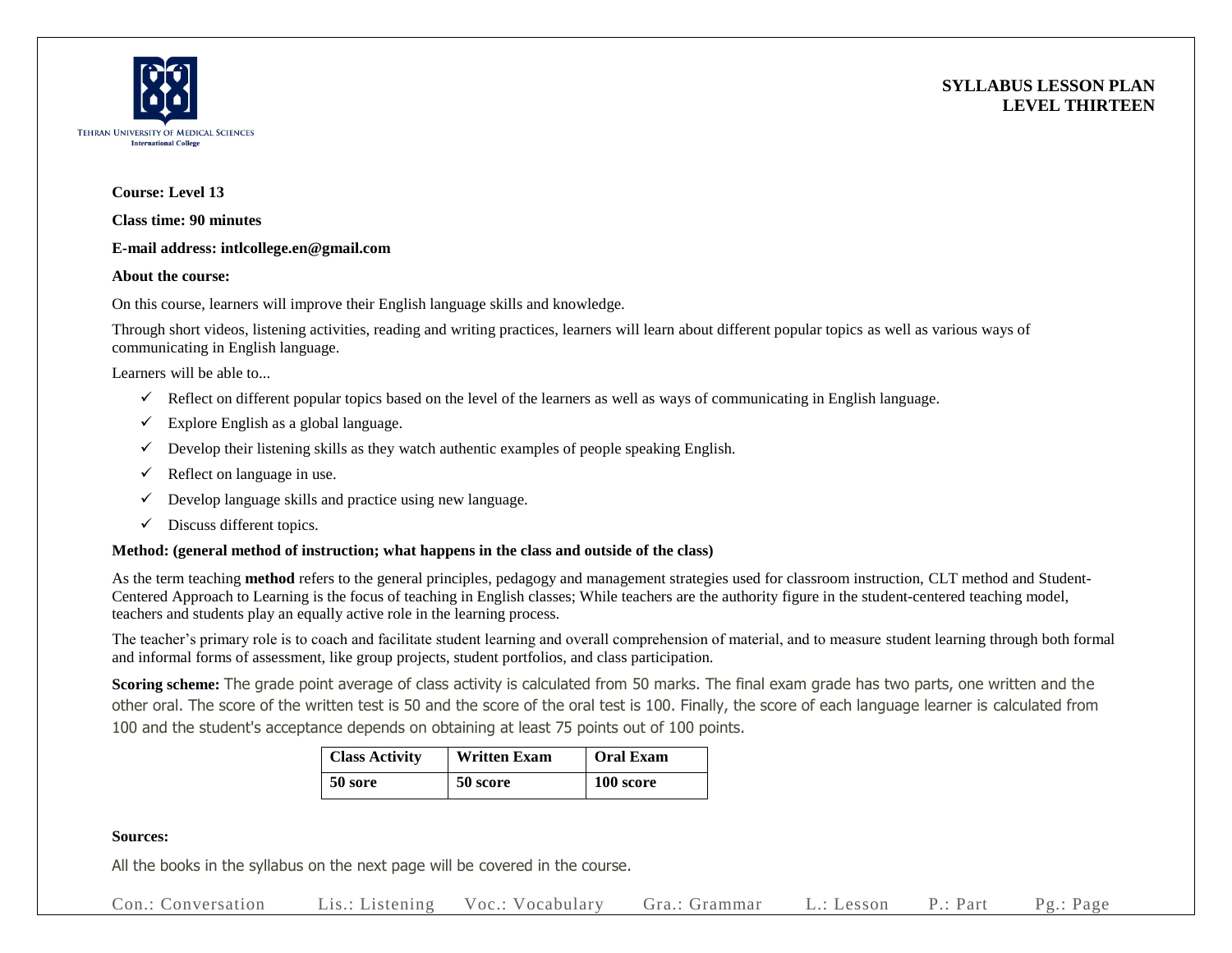Tehran University of Medical Sciences
International College

**SYLLABUS LESSON PLAN**
**LEVEL THIRTEEN**

**Course: Level 13**

**Class time: 90 minutes**

**E-mail address: intlcollege.en@gmail.com**

**About the course:**

On this course, learners will improve their English language skills and knowledge.

Through short videos, listening activities, reading and writing practices, learners will learn about different popular topics as well as various ways of communicating in English language.

Learners will be able to...

- ✓ Reflect on different popular topics based on the level of the learners as well as ways of communicating in English language.
- ✓ Explore English as a global language.
- ✓ Develop their listening skills as they watch authentic examples of people speaking English.
- ✓ Reflect on language in use.
- ✓ Develop language skills and practice using new language.
- ✓ Discuss different topics.

**Method: (general method of instruction; what happens in the class and outside of the class)**

As the term teaching **method** refers to the general principles, pedagogy and management strategies used for classroom instruction, CLT method and Student-Centered Approach to Learning is the focus of teaching in English classes; While teachers are the authority figure in the student-centered teaching model, teachers and students play an equally active role in the learning process.

The teacher's primary role is to coach and facilitate student learning and overall comprehension of material, and to measure student learning through both formal and informal forms of assessment, like group projects, student portfolios, and class participation.

**Scoring scheme:** The grade point average of class activity is calculated from 50 marks. The final exam grade has two parts, one written and the other oral. The score of the written test is 50 and the score of the oral test is 100. Finally, the score of each language learner is calculated from 100 and the student's acceptance depends on obtaining at least 75 points out of 100 points.

| Class Activity | Written Exam | Oral Exam |
|---|---|---|
| 50 sore | 50 score | 100 score |

**Sources:**

All the books in the syllabus on the next page will be covered in the course.

Con.: Conversation  Lis.: Listening  Voc.: Vocabulary  Gra.: Grammar  L.: Lesson  P.: Part  Pg.: Page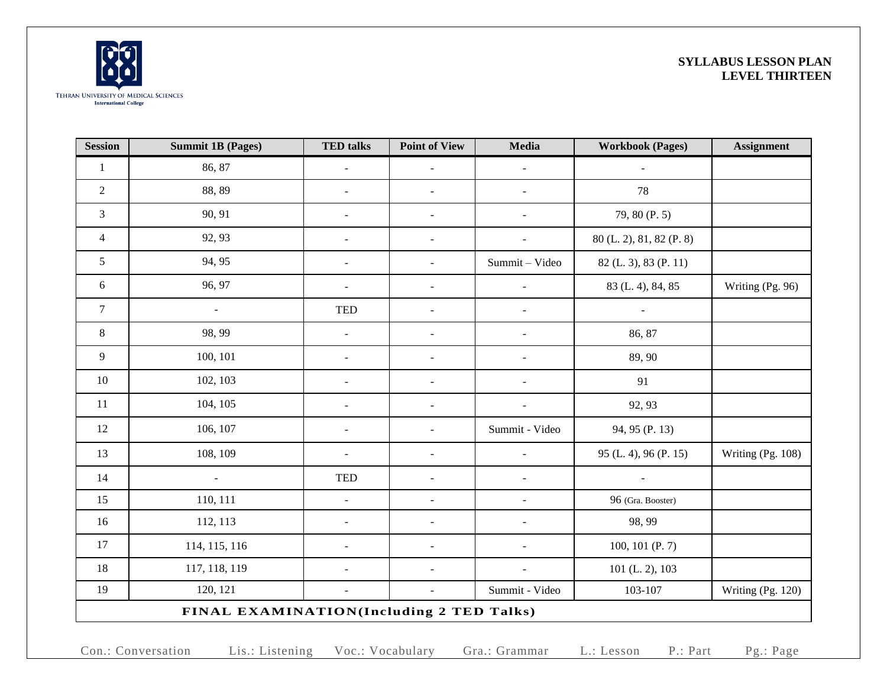TEHRAN UNIVERSITY OF MEDICAL SCIENCES
International College

**SYLLABUS LESSON PLAN**
**LEVEL THIRTEEN**

| Session | Summit 1B (Pages) | TED talks | Point of View | Media | Workbook (Pages) | Assignment |
|---|---|---|---|---|---|---|
| 1 | 86, 87 | - | - | - | - | |
| 2 | 88, 89 | - | - | - | 78 | |
| 3 | 90, 91 | - | - | - | 79, 80 (P. 5) | |
| 4 | 92, 93 | - | - | - | 80 (L. 2), 81, 82 (P. 8) | |
| 5 | 94, 95 | - | - | Summit – Video | 82 (L. 3), 83 (P. 11) | |
| 6 | 96, 97 | - | - | - | 83 (L. 4), 84, 85 | Writing (Pg. 96) |
| 7 | - | TED | - | - | - | |
| 8 | 98, 99 | - | - | - | 86, 87 | |
| 9 | 100, 101 | - | - | - | 89, 90 | |
| 10 | 102, 103 | - | - | - | 91 | |
| 11 | 104, 105 | - | - | - | 92, 93 | |
| 12 | 106, 107 | - | - | Summit - Video | 94, 95 (P. 13) | |
| 13 | 108, 109 | - | - | - | 95 (L. 4), 96 (P. 15) | Writing (Pg. 108) |
| 14 | - | TED | - | - | - | |
| 15 | 110, 111 | - | - | - | 96 (Gra. Booster) | |
| 16 | 112, 113 | - | - | - | 98, 99 | |
| 17 | 114, 115, 116 | - | - | - | 100, 101 (P. 7) | |
| 18 | 117, 118, 119 | - | - | - | 101 (L. 2), 103 | |
| 19 | 120, 121 | - | - | Summit - Video | 103-107 | Writing (Pg. 120) |
| **FINAL EXAMINATION(Including 2 TED Talks)** | | | | | | |

Con.: Conversation Lis.: Listening Voc.: Vocabulary Gra.: Grammar L.: Lesson P.: Part Pg.: Page